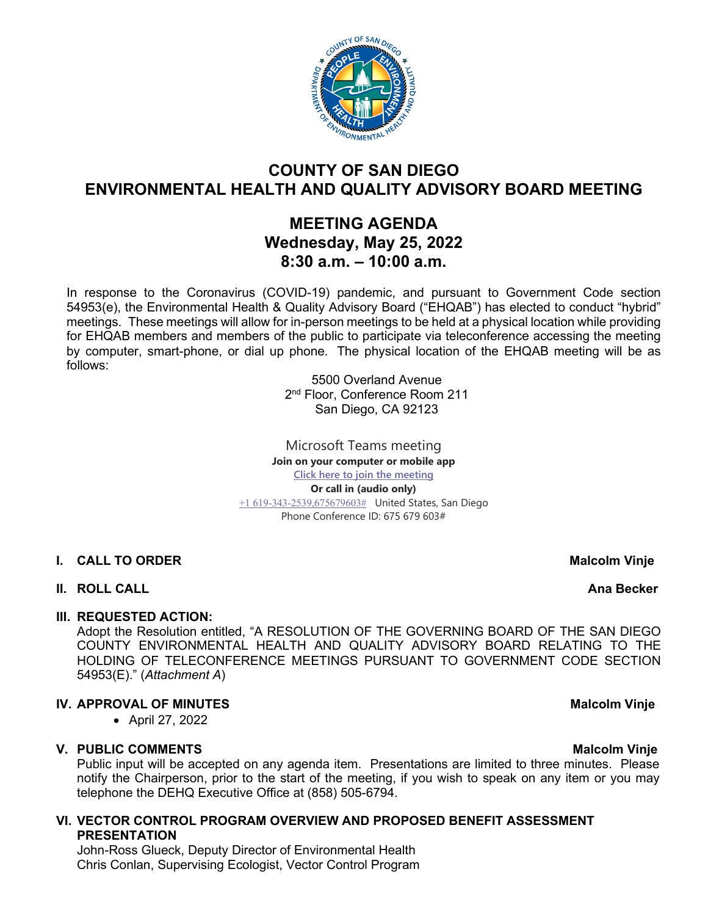# COUNTY OF SAN DIEGO
# ENVIRONMENTAL HEALTH AND QUALITY ADVISORY BOARD MEETING

## MEETING AGENDA
## Wednesday, May 25, 2022
## 8:30 a.m. – 10:00 a.m.

In response to the Coronavirus (COVID-19) pandemic, and pursuant to Government Code section 54953(e), the Environmental Health & Quality Advisory Board ("EHQAB") has elected to conduct "hybrid" meetings. These meetings will allow for in-person meetings to be held at a physical location while providing for EHQAB members and members of the public to participate via teleconference accessing the meeting by computer, smart-phone, or dial up phone. The physical location of the EHQAB meeting will be as follows:

5500 Overland Avenue
2nd Floor, Conference Room 211
San Diego, CA 92123

Microsoft Teams meeting
**Join on your computer or mobile app**
Click here to join the meeting
**Or call in (audio only)**
+1 619-343-2539,675679603# United States, San Diego
Phone Conference ID: 675 679 603#

**I. CALL TO ORDER** **Malcolm Vinje**

**II. ROLL CALL** **Ana Becker**

**III. REQUESTED ACTION:**
Adopt the Resolution entitled, "A RESOLUTION OF THE GOVERNING BOARD OF THE SAN DIEGO COUNTY ENVIRONMENTAL HEALTH AND QUALITY ADVISORY BOARD RELATING TO THE HOLDING OF TELECONFERENCE MEETINGS PURSUANT TO GOVERNMENT CODE SECTION 54953(E)." (*Attachment A*)

**IV. APPROVAL OF MINUTES** **Malcolm Vinje**

- April 27, 2022

**V. PUBLIC COMMENTS** **Malcolm Vinje**
Public input will be accepted on any agenda item. Presentations are limited to three minutes. Please notify the Chairperson, prior to the start of the meeting, if you wish to speak on any item or you may telephone the DEHQ Executive Office at (858) 505-6794.

**VI. VECTOR CONTROL PROGRAM OVERVIEW AND PROPOSED BENEFIT ASSESSMENT PRESENTATION**
John-Ross Glueck, Deputy Director of Environmental Health
Chris Conlan, Supervising Ecologist, Vector Control Program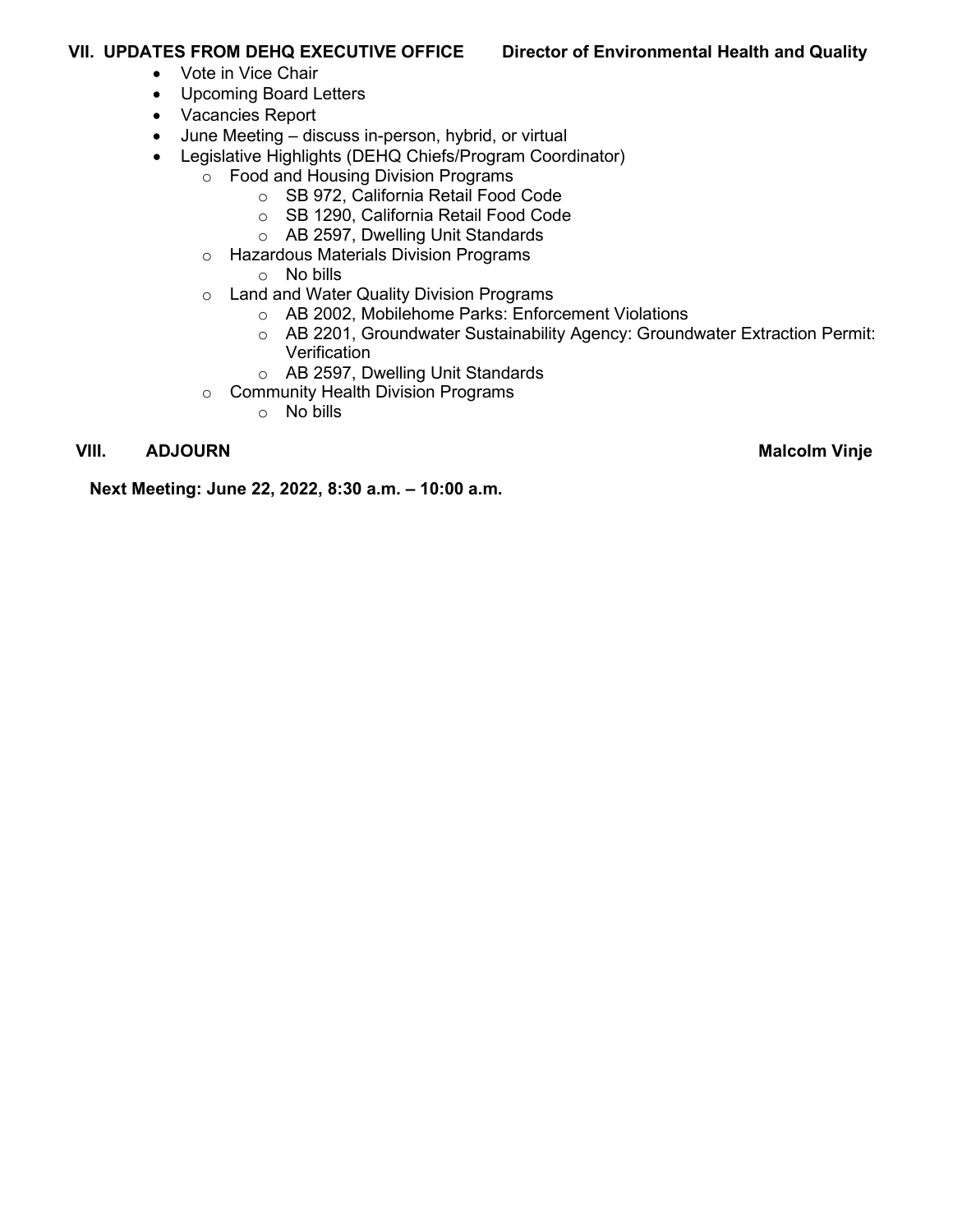## VII. UPDATES FROM DEHQ EXECUTIVE OFFICE — Director of Environmental Health and Quality

- Vote in Vice Chair
- Upcoming Board Letters
- Vacancies Report
- June Meeting – discuss in-person, hybrid, or virtual
- Legislative Highlights (DEHQ Chiefs/Program Coordinator)
  - Food and Housing Division Programs
    - SB 972, California Retail Food Code
    - SB 1290, California Retail Food Code
    - AB 2597, Dwelling Unit Standards
  - Hazardous Materials Division Programs
    - No bills
  - Land and Water Quality Division Programs
    - AB 2002, Mobilehome Parks: Enforcement Violations
    - AB 2201, Groundwater Sustainability Agency: Groundwater Extraction Permit: Verification
    - AB 2597, Dwelling Unit Standards
  - Community Health Division Programs
    - No bills

## VIII. ADJOURN — Malcolm Vinje

**Next Meeting: June 22, 2022, 8:30 a.m. – 10:00 a.m.**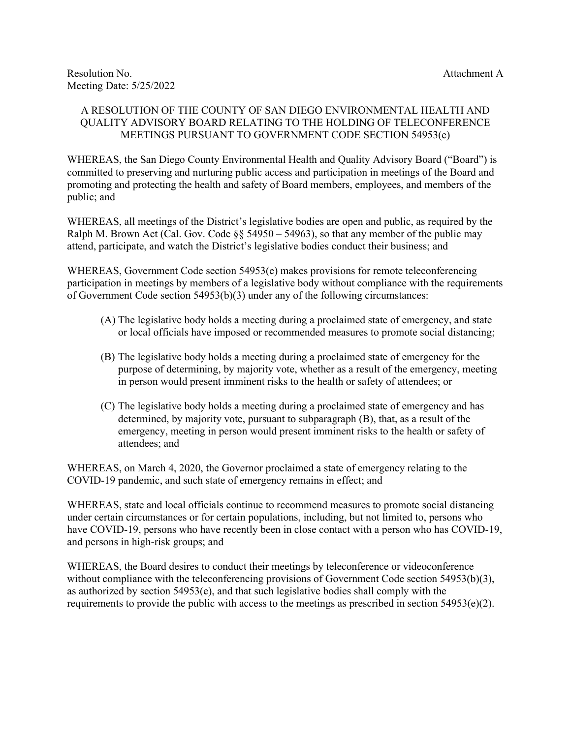Resolution No. Attachment A
Meeting Date: 5/25/2022

A RESOLUTION OF THE COUNTY OF SAN DIEGO ENVIRONMENTAL HEALTH AND QUALITY ADVISORY BOARD RELATING TO THE HOLDING OF TELECONFERENCE MEETINGS PURSUANT TO GOVERNMENT CODE SECTION 54953(e)

WHEREAS, the San Diego County Environmental Health and Quality Advisory Board ("Board") is committed to preserving and nurturing public access and participation in meetings of the Board and promoting and protecting the health and safety of Board members, employees, and members of the public; and

WHEREAS, all meetings of the District's legislative bodies are open and public, as required by the Ralph M. Brown Act (Cal. Gov. Code §§ 54950 – 54963), so that any member of the public may attend, participate, and watch the District's legislative bodies conduct their business; and

WHEREAS, Government Code section 54953(e) makes provisions for remote teleconferencing participation in meetings by members of a legislative body without compliance with the requirements of Government Code section 54953(b)(3) under any of the following circumstances:

(A) The legislative body holds a meeting during a proclaimed state of emergency, and state or local officials have imposed or recommended measures to promote social distancing;

(B) The legislative body holds a meeting during a proclaimed state of emergency for the purpose of determining, by majority vote, whether as a result of the emergency, meeting in person would present imminent risks to the health or safety of attendees; or

(C) The legislative body holds a meeting during a proclaimed state of emergency and has determined, by majority vote, pursuant to subparagraph (B), that, as a result of the emergency, meeting in person would present imminent risks to the health or safety of attendees; and

WHEREAS, on March 4, 2020, the Governor proclaimed a state of emergency relating to the COVID-19 pandemic, and such state of emergency remains in effect; and

WHEREAS, state and local officials continue to recommend measures to promote social distancing under certain circumstances or for certain populations, including, but not limited to, persons who have COVID-19, persons who have recently been in close contact with a person who has COVID-19, and persons in high-risk groups; and

WHEREAS, the Board desires to conduct their meetings by teleconference or videoconference without compliance with the teleconferencing provisions of Government Code section 54953(b)(3), as authorized by section 54953(e), and that such legislative bodies shall comply with the requirements to provide the public with access to the meetings as prescribed in section 54953(e)(2).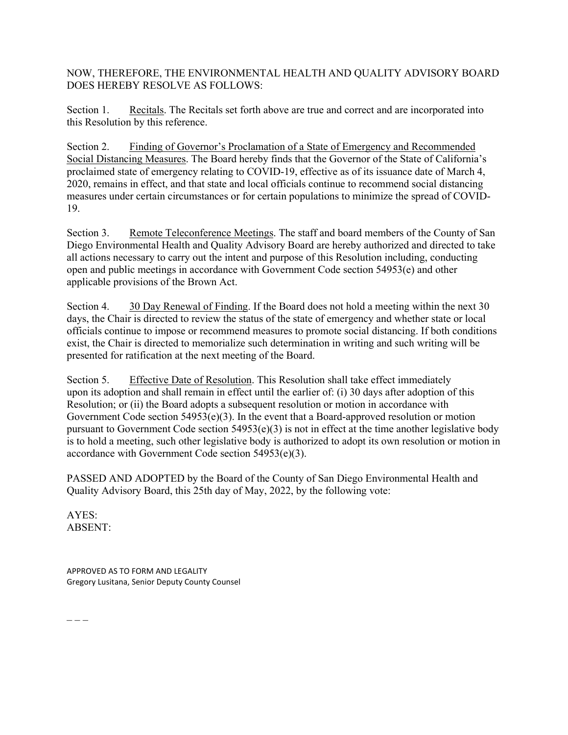NOW, THEREFORE, THE ENVIRONMENTAL HEALTH AND QUALITY ADVISORY BOARD DOES HEREBY RESOLVE AS FOLLOWS:

Section 1. Recitals. The Recitals set forth above are true and correct and are incorporated into this Resolution by this reference.

Section 2. Finding of Governor's Proclamation of a State of Emergency and Recommended Social Distancing Measures. The Board hereby finds that the Governor of the State of California's proclaimed state of emergency relating to COVID-19, effective as of its issuance date of March 4, 2020, remains in effect, and that state and local officials continue to recommend social distancing measures under certain circumstances or for certain populations to minimize the spread of COVID-19.

Section 3. Remote Teleconference Meetings. The staff and board members of the County of San Diego Environmental Health and Quality Advisory Board are hereby authorized and directed to take all actions necessary to carry out the intent and purpose of this Resolution including, conducting open and public meetings in accordance with Government Code section 54953(e) and other applicable provisions of the Brown Act.

Section 4. 30 Day Renewal of Finding. If the Board does not hold a meeting within the next 30 days, the Chair is directed to review the status of the state of emergency and whether state or local officials continue to impose or recommend measures to promote social distancing. If both conditions exist, the Chair is directed to memorialize such determination in writing and such writing will be presented for ratification at the next meeting of the Board.

Section 5. Effective Date of Resolution. This Resolution shall take effect immediately upon its adoption and shall remain in effect until the earlier of: (i) 30 days after adoption of this Resolution; or (ii) the Board adopts a subsequent resolution or motion in accordance with Government Code section 54953(e)(3). In the event that a Board-approved resolution or motion pursuant to Government Code section 54953(e)(3) is not in effect at the time another legislative body is to hold a meeting, such other legislative body is authorized to adopt its own resolution or motion in accordance with Government Code section 54953(e)(3).

PASSED AND ADOPTED by the Board of the County of San Diego Environmental Health and Quality Advisory Board, this 25th day of May, 2022, by the following vote:

AYES:
ABSENT:

APPROVED AS TO FORM AND LEGALITY
Gregory Lusitana, Senior Deputy County Counsel

_ _ _